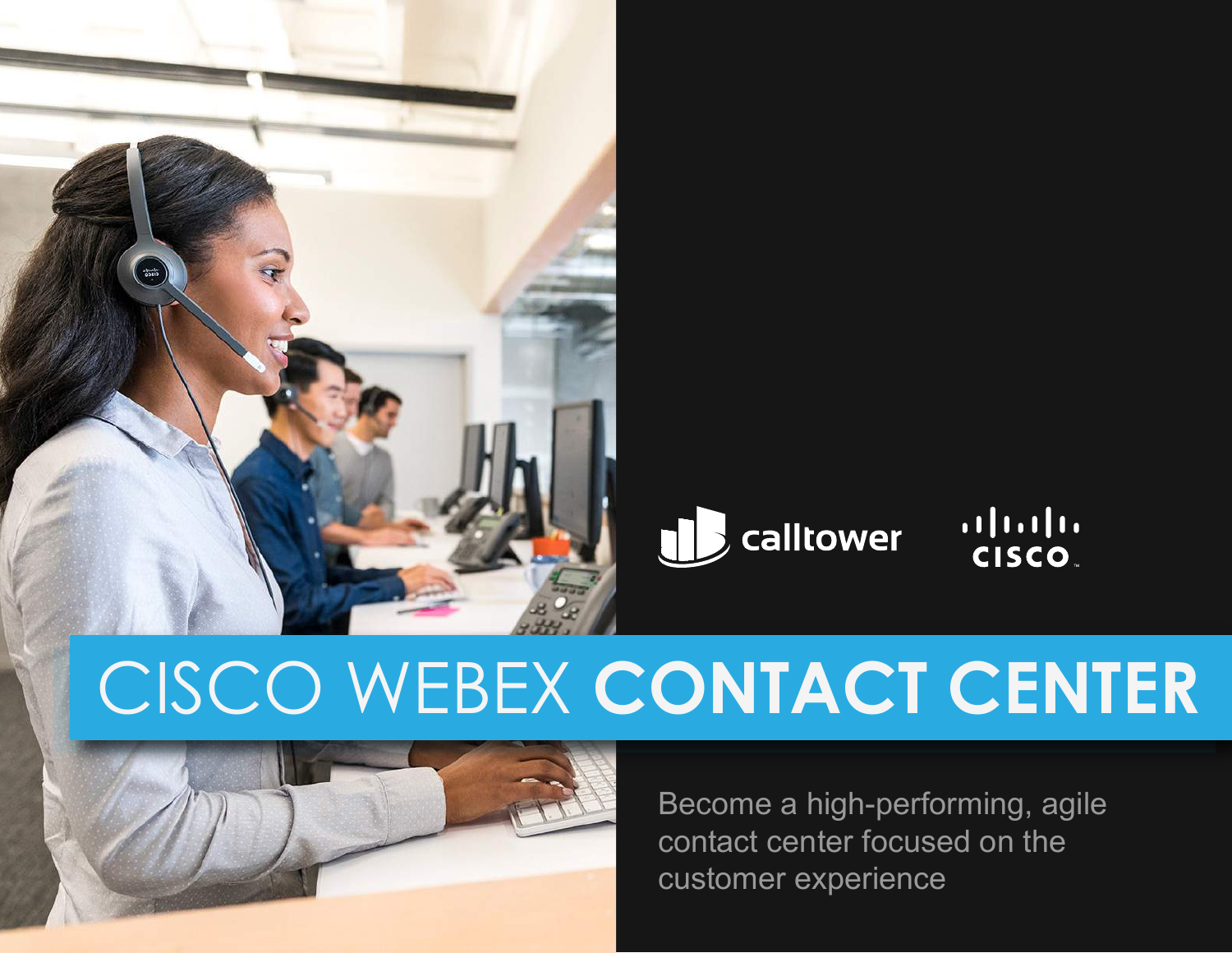calltower CISCO

# CISCO WEBEX **CONTACT CENTER**

Become a high-performing, agile contact center focused on the customer experience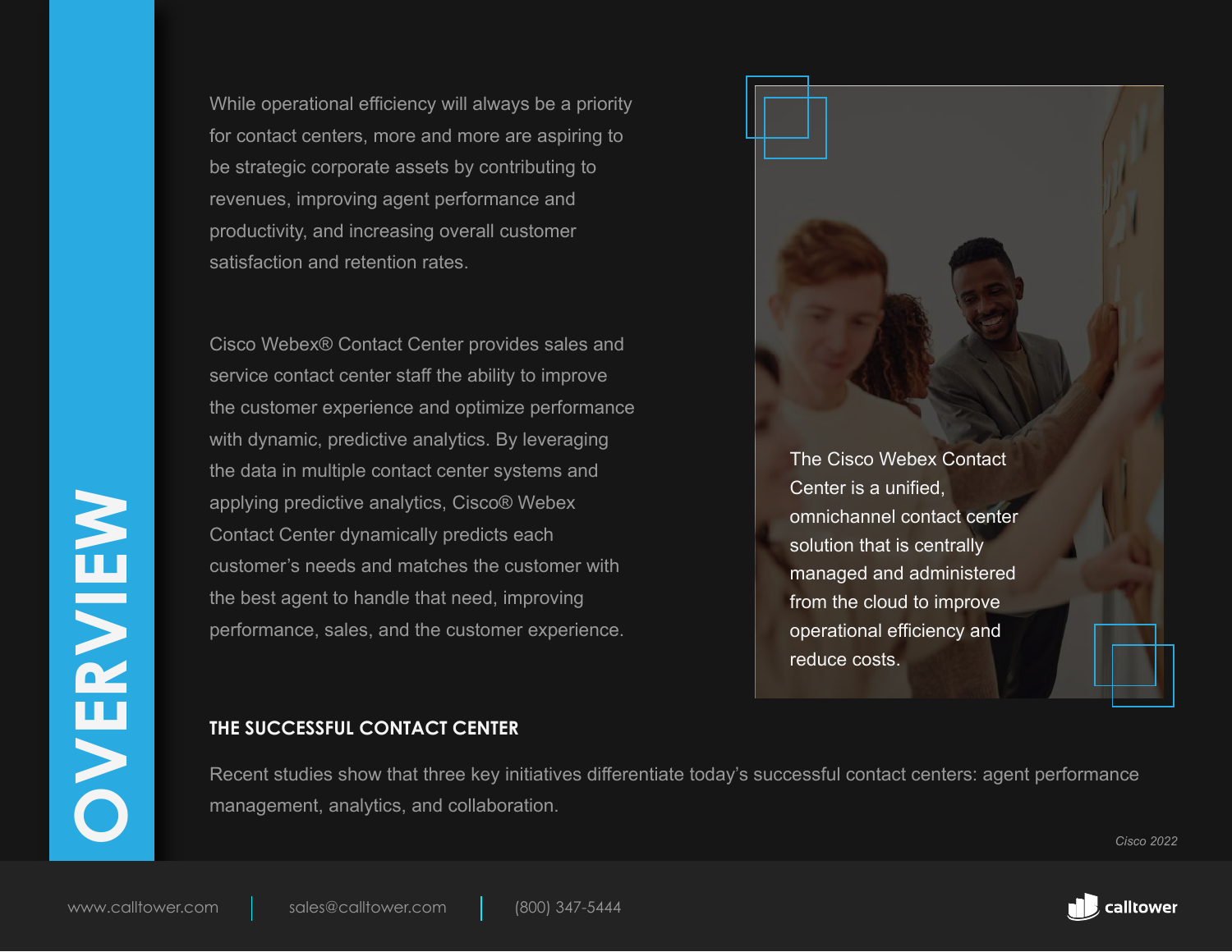# OVERVIEW

While operational efficiency will always be a priority for contact centers, more and more are aspiring to be strategic corporate assets by contributing to revenues, improving agent performance and productivity, and increasing overall customer satisfaction and retention rates.

Cisco Webex® Contact Center provides sales and service contact center staff the ability to improve the customer experience and optimize performance with dynamic, predictive analytics. By leveraging the data in multiple contact center systems and applying predictive analytics, Cisco® Webex Contact Center dynamically predicts each customer's needs and matches the customer with the best agent to handle that need, improving performance, sales, and the customer experience.

The Cisco Webex Contact Center is a unified, omnichannel contact center solution that is centrally managed and administered from the cloud to improve operational efficiency and reduce costs.

## THE SUCCESSFUL CONTACT CENTER

Recent studies show that three key initiatives differentiate today's successful contact centers: agent performance management, analytics, and collaboration.

*Cisco 2022*

www.calltower.com | sales@calltower.com | (800) 347-5444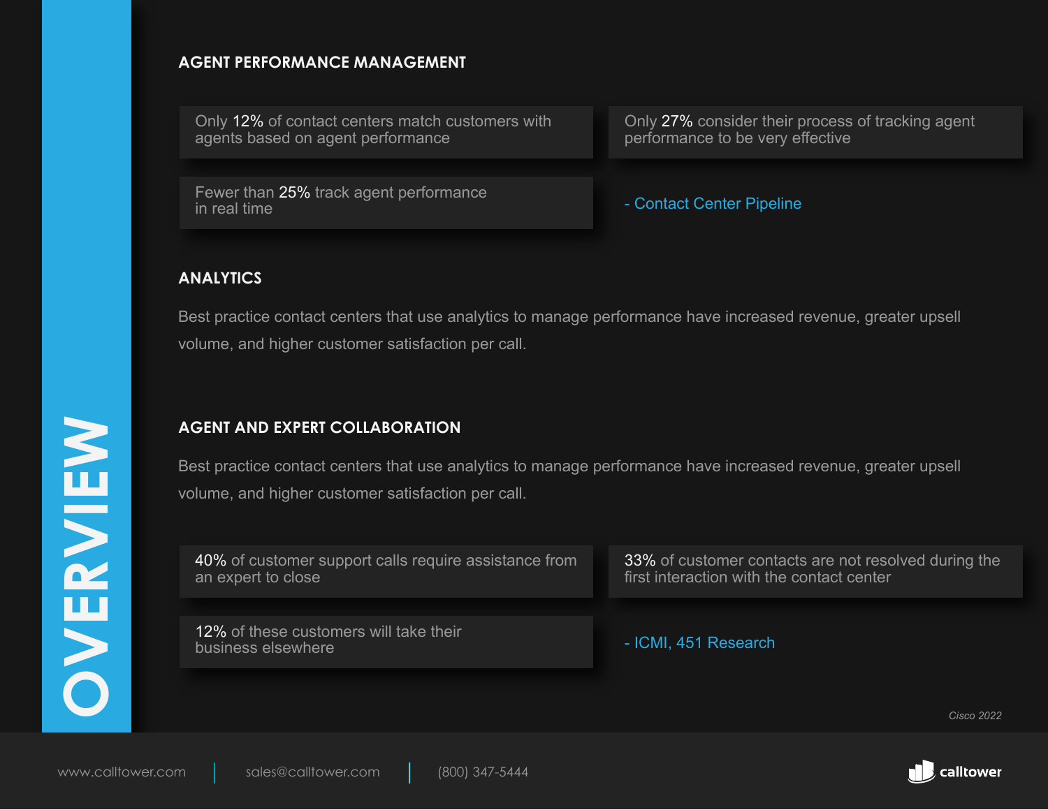# OVERVIEW

## AGENT PERFORMANCE MANAGEMENT

Only 12% of contact centers match customers with agents based on agent performance

Only 27% consider their process of tracking agent performance to be very effective

Fewer than 25% track agent performance in real time

- Contact Center Pipeline

## ANALYTICS

Best practice contact centers that use analytics to manage performance have increased revenue, greater upsell volume, and higher customer satisfaction per call.

## AGENT AND EXPERT COLLABORATION

Best practice contact centers that use analytics to manage performance have increased revenue, greater upsell volume, and higher customer satisfaction per call.

40% of customer support calls require assistance from an expert to close

33% of customer contacts are not resolved during the first interaction with the contact center

12% of these customers will take their business elsewhere

- ICMI, 451 Research

*Cisco 2022*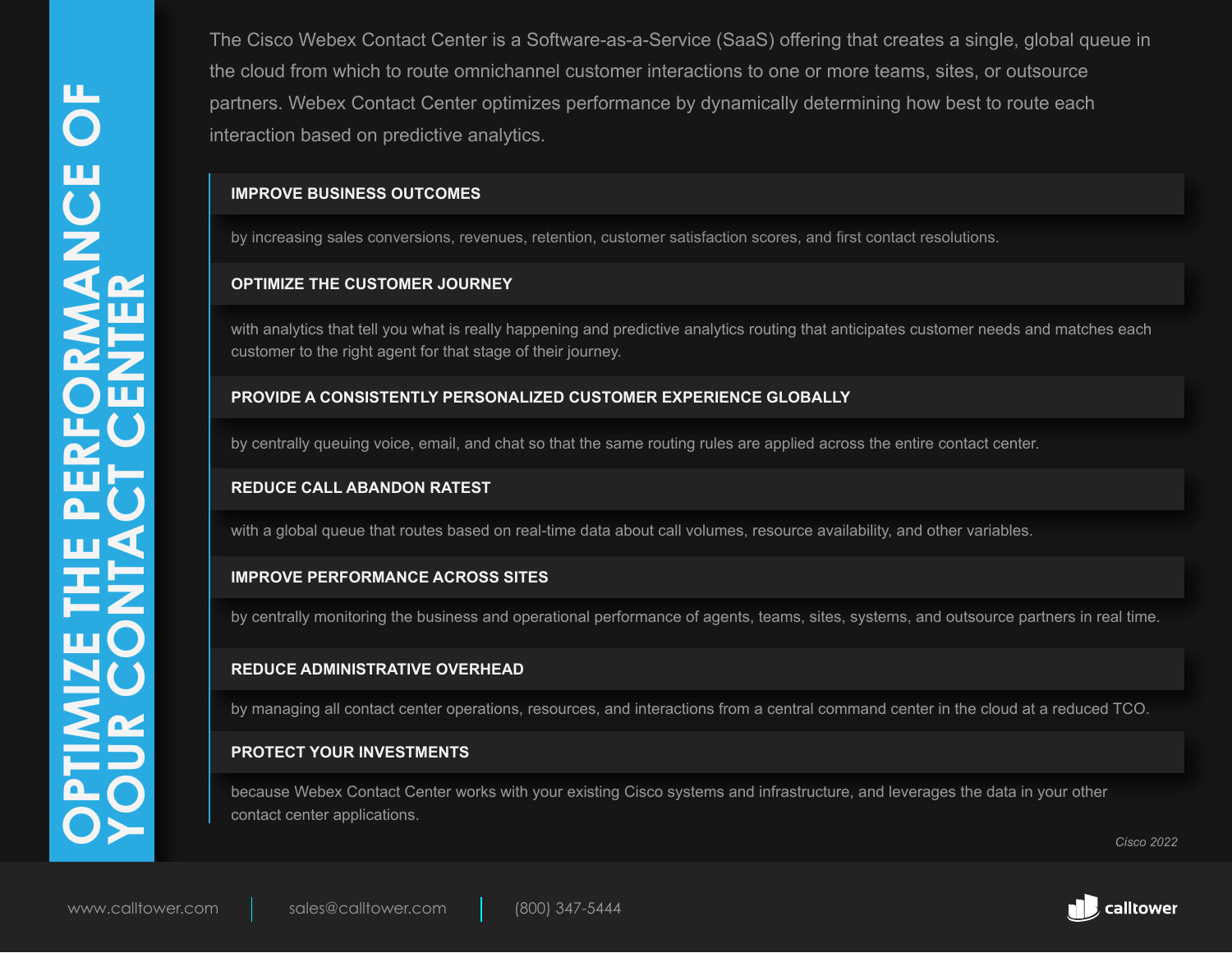# OPTIMIZE THE PERFORMANCE OF YOUR CONTACT CENTER

The Cisco Webex Contact Center is a Software-as-a-Service (SaaS) offering that creates a single, global queue in the cloud from which to route omnichannel customer interactions to one or more teams, sites, or outsource partners. Webex Contact Center optimizes performance by dynamically determining how best to route each interaction based on predictive analytics.

### IMPROVE BUSINESS OUTCOMES

by increasing sales conversions, revenues, retention, customer satisfaction scores, and first contact resolutions.

### OPTIMIZE THE CUSTOMER JOURNEY

with analytics that tell you what is really happening and predictive analytics routing that anticipates customer needs and matches each customer to the right agent for that stage of their journey.

### PROVIDE A CONSISTENTLY PERSONALIZED CUSTOMER EXPERIENCE GLOBALLY

by centrally queuing voice, email, and chat so that the same routing rules are applied across the entire contact center.

### REDUCE CALL ABANDON RATEST

with a global queue that routes based on real-time data about call volumes, resource availability, and other variables.

### IMPROVE PERFORMANCE ACROSS SITES

by centrally monitoring the business and operational performance of agents, teams, sites, systems, and outsource partners in real time.

### REDUCE ADMINISTRATIVE OVERHEAD

by managing all contact center operations, resources, and interactions from a central command center in the cloud at a reduced TCO.

### PROTECT YOUR INVESTMENTS

because Webex Contact Center works with your existing Cisco systems and infrastructure, and leverages the data in your other contact center applications.

*Cisco 2022*

www.calltower.com | sales@calltower.com | (800) 347-5444

calltower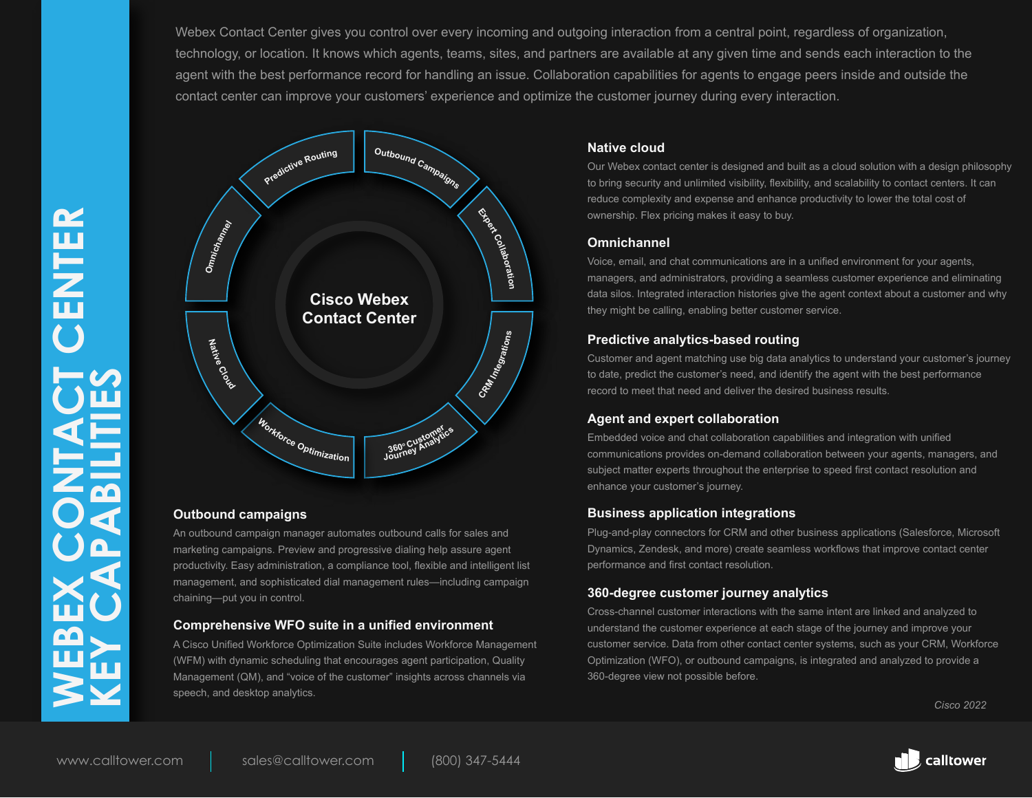# WEBEX CONTACT CENTER KEY CAPABILITIES

Webex Contact Center gives you control over every incoming and outgoing interaction from a central point, regardless of organization, technology, or location. It knows which agents, teams, sites, and partners are available at any given time and sends each interaction to the agent with the best performance record for handling an issue. Collaboration capabilities for agents to engage peers inside and outside the contact center can improve your customers' experience and optimize the customer journey during every interaction.

Cisco Webex Contact Center

- Predictive Routing
- Outbound Campaigns
- Expert Collaboration
- CRM Integrations
- 360° Customer Journey Analytics
- Workforce Optimization
- Native Cloud
- Omnichannel

### Outbound campaigns

An outbound campaign manager automates outbound calls for sales and marketing campaigns. Preview and progressive dialing help assure agent productivity. Easy administration, a compliance tool, flexible and intelligent list management, and sophisticated dial management rules—including campaign chaining—put you in control.

### Comprehensive WFO suite in a unified environment

A Cisco Unified Workforce Optimization Suite includes Workforce Management (WFM) with dynamic scheduling that encourages agent participation, Quality Management (QM), and "voice of the customer" insights across channels via speech, and desktop analytics.

### Native cloud

Our Webex contact center is designed and built as a cloud solution with a design philosophy to bring security and unlimited visibility, flexibility, and scalability to contact centers. It can reduce complexity and expense and enhance productivity to lower the total cost of ownership. Flex pricing makes it easy to buy.

### Omnichannel

Voice, email, and chat communications are in a unified environment for your agents, managers, and administrators, providing a seamless customer experience and eliminating data silos. Integrated interaction histories give the agent context about a customer and why they might be calling, enabling better customer service.

### Predictive analytics-based routing

Customer and agent matching use big data analytics to understand your customer's journey to date, predict the customer's need, and identify the agent with the best performance record to meet that need and deliver the desired business results.

### Agent and expert collaboration

Embedded voice and chat collaboration capabilities and integration with unified communications provides on-demand collaboration between your agents, managers, and subject matter experts throughout the enterprise to speed first contact resolution and enhance your customer's journey.

### Business application integrations

Plug-and-play connectors for CRM and other business applications (Salesforce, Microsoft Dynamics, Zendesk, and more) create seamless workflows that improve contact center performance and first contact resolution.

### 360-degree customer journey analytics

Cross-channel customer interactions with the same intent are linked and analyzed to understand the customer experience at each stage of the journey and improve your customer service. Data from other contact center systems, such as your CRM, Workforce Optimization (WFO), or outbound campaigns, is integrated and analyzed to provide a 360-degree view not possible before.

*Cisco 2022*

www.calltower.com | sales@calltower.com | (800) 347-5444

calltower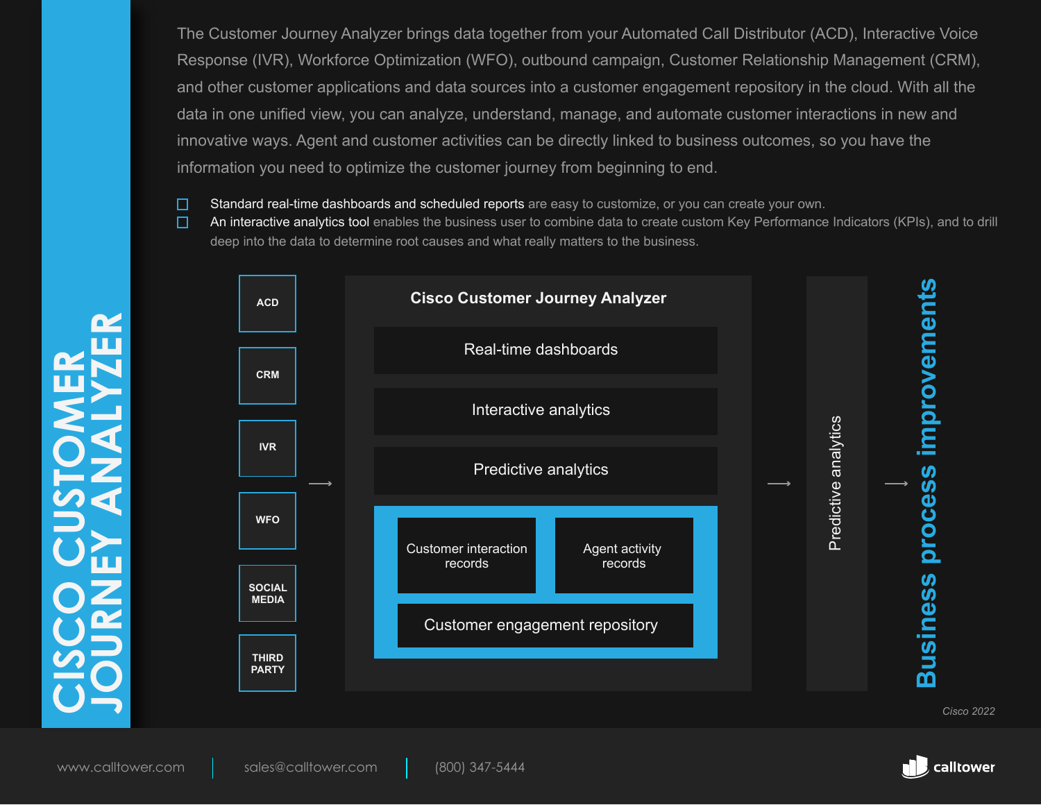# CISCO CUSTOMER JOURNEY ANALYZER

The Customer Journey Analyzer brings data together from your Automated Call Distributor (ACD), Interactive Voice Response (IVR), Workforce Optimization (WFO), outbound campaign, Customer Relationship Management (CRM), and other customer applications and data sources into a customer engagement repository in the cloud. With all the data in one unified view, you can analyze, understand, manage, and automate customer interactions in new and innovative ways. Agent and customer activities can be directly linked to business outcomes, so you have the information you need to optimize the customer journey from beginning to end.

- Standard real-time dashboards and scheduled reports are easy to customize, or you can create your own.
- An interactive analytics tool enables the business user to combine data to create custom Key Performance Indicators (KPIs), and to drill deep into the data to determine root causes and what really matters to the business.

ACD
CRM
IVR
WFO
SOCIAL MEDIA
THIRD PARTY

→

**Cisco Customer Journey Analyzer**

Real-time dashboards

Interactive analytics

Predictive analytics

Customer interaction records | Agent activity records

Customer engagement repository

→

Predictive analytics

→

**Business process improvements**

*Cisco 2022*

www.calltower.com | sales@calltower.com | (800) 347-5444

calltower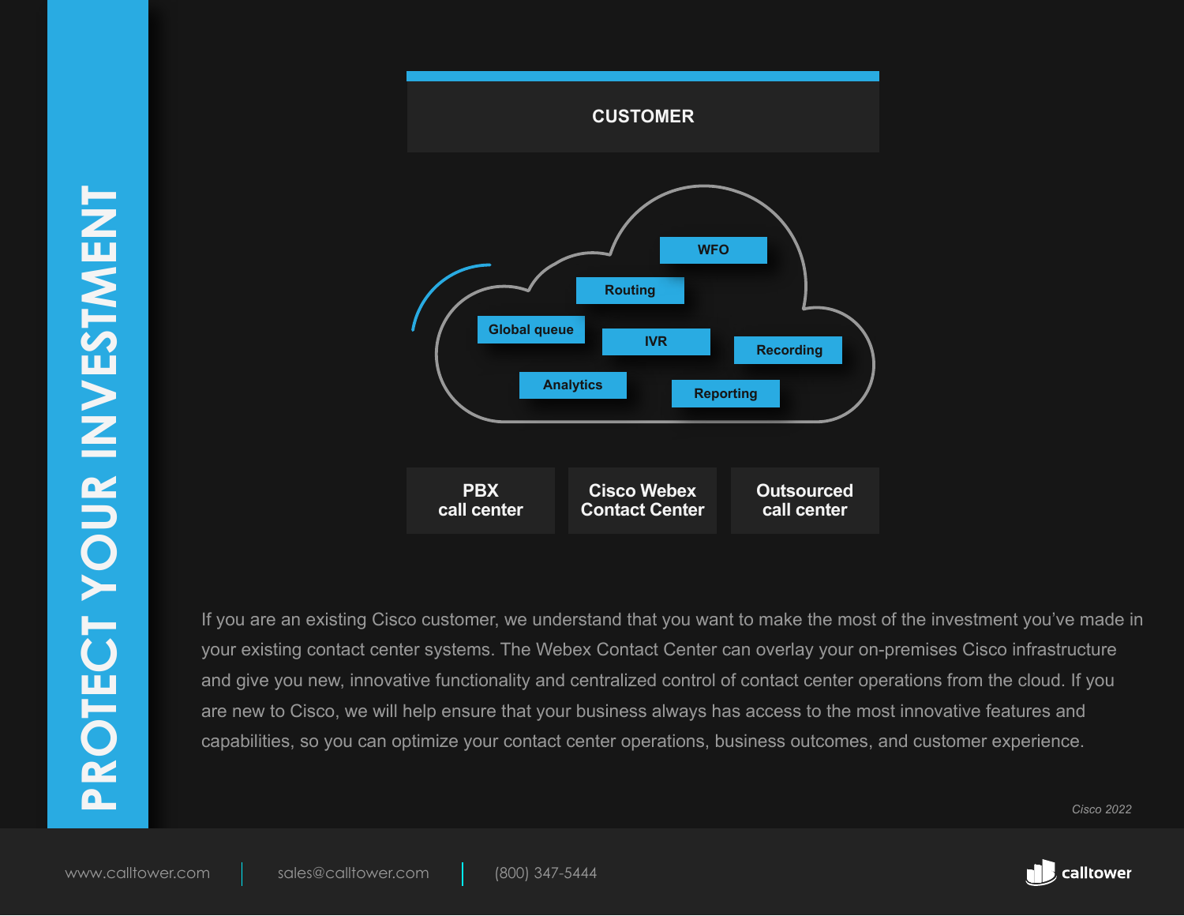# PROTECT YOUR INVESTMENT

CUSTOMER

WFO

Routing

Global queue

IVR

Recording

Analytics

Reporting

**PBX call center**

**Cisco Webex Contact Center**

**Outsourced call center**

If you are an existing Cisco customer, we understand that you want to make the most of the investment you've made in your existing contact center systems. The Webex Contact Center can overlay your on-premises Cisco infrastructure and give you new, innovative functionality and centralized control of contact center operations from the cloud. If you are new to Cisco, we will help ensure that your business always has access to the most innovative features and capabilities, so you can optimize your contact center operations, business outcomes, and customer experience.

*Cisco 2022*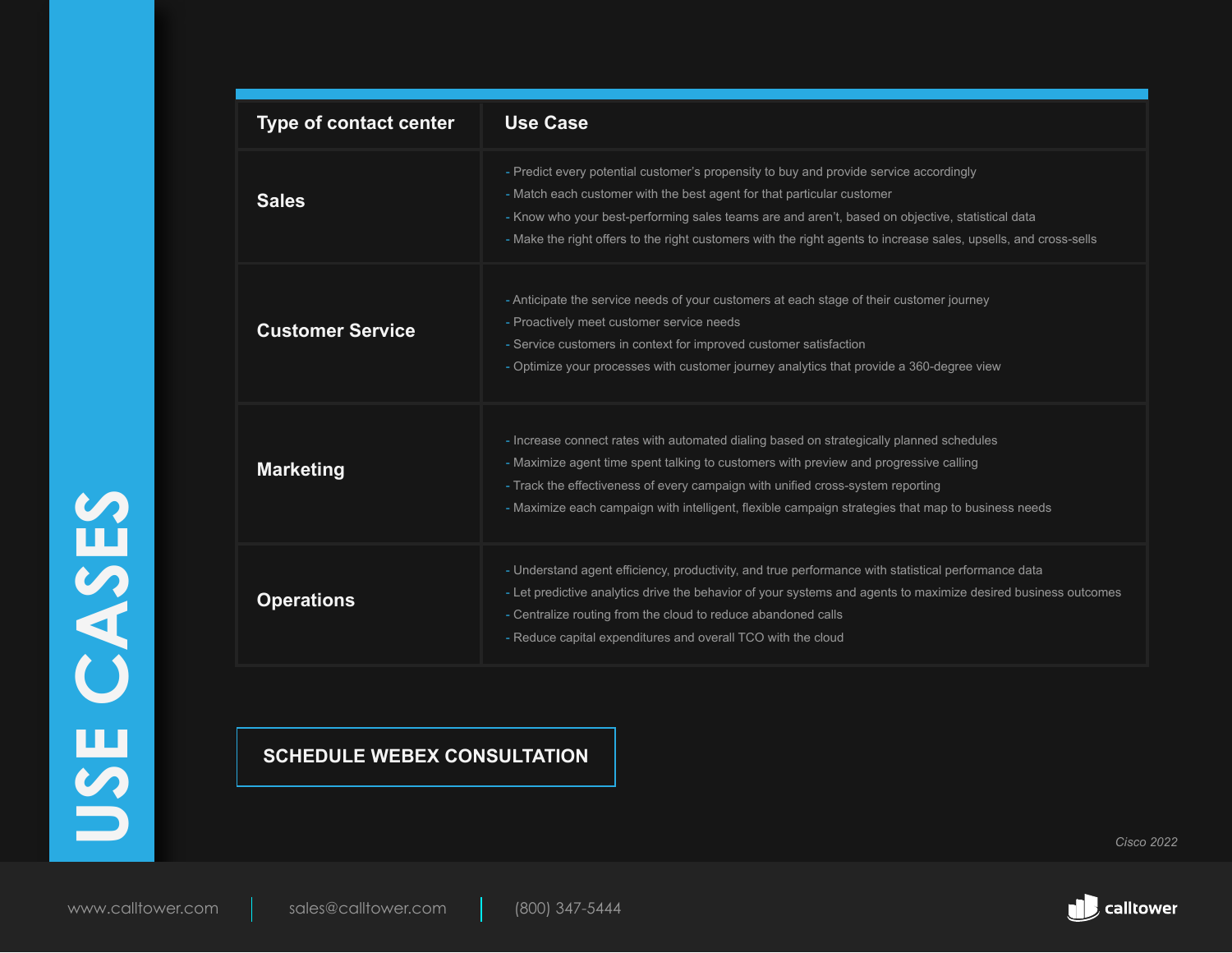# USE CASES

| Type of contact center | Use Case |
|---|---|
| **Sales** | - Predict every potential customer's propensity to buy and provide service accordingly<br>- Match each customer with the best agent for that particular customer<br>- Know who your best-performing sales teams are and aren't, based on objective, statistical data<br>- Make the right offers to the right customers with the right agents to increase sales, upsells, and cross-sells |
| **Customer Service** | - Anticipate the service needs of your customers at each stage of their customer journey<br>- Proactively meet customer service needs<br>- Service customers in context for improved customer satisfaction<br>- Optimize your processes with customer journey analytics that provide a 360-degree view |
| **Marketing** | - Increase connect rates with automated dialing based on strategically planned schedules<br>- Maximize agent time spent talking to customers with preview and progressive calling<br>- Track the effectiveness of every campaign with unified cross-system reporting<br>- Maximize each campaign with intelligent, flexible campaign strategies that map to business needs |
| **Operations** | - Understand agent efficiency, productivity, and true performance with statistical performance data<br>- Let predictive analytics drive the behavior of your systems and agents to maximize desired business outcomes<br>- Centralize routing from the cloud to reduce abandoned calls<br>- Reduce capital expenditures and overall TCO with the cloud |

**SCHEDULE WEBEX CONSULTATION**

*Cisco 2022*

www.calltower.com | sales@calltower.com | (800) 347-5444

calltower